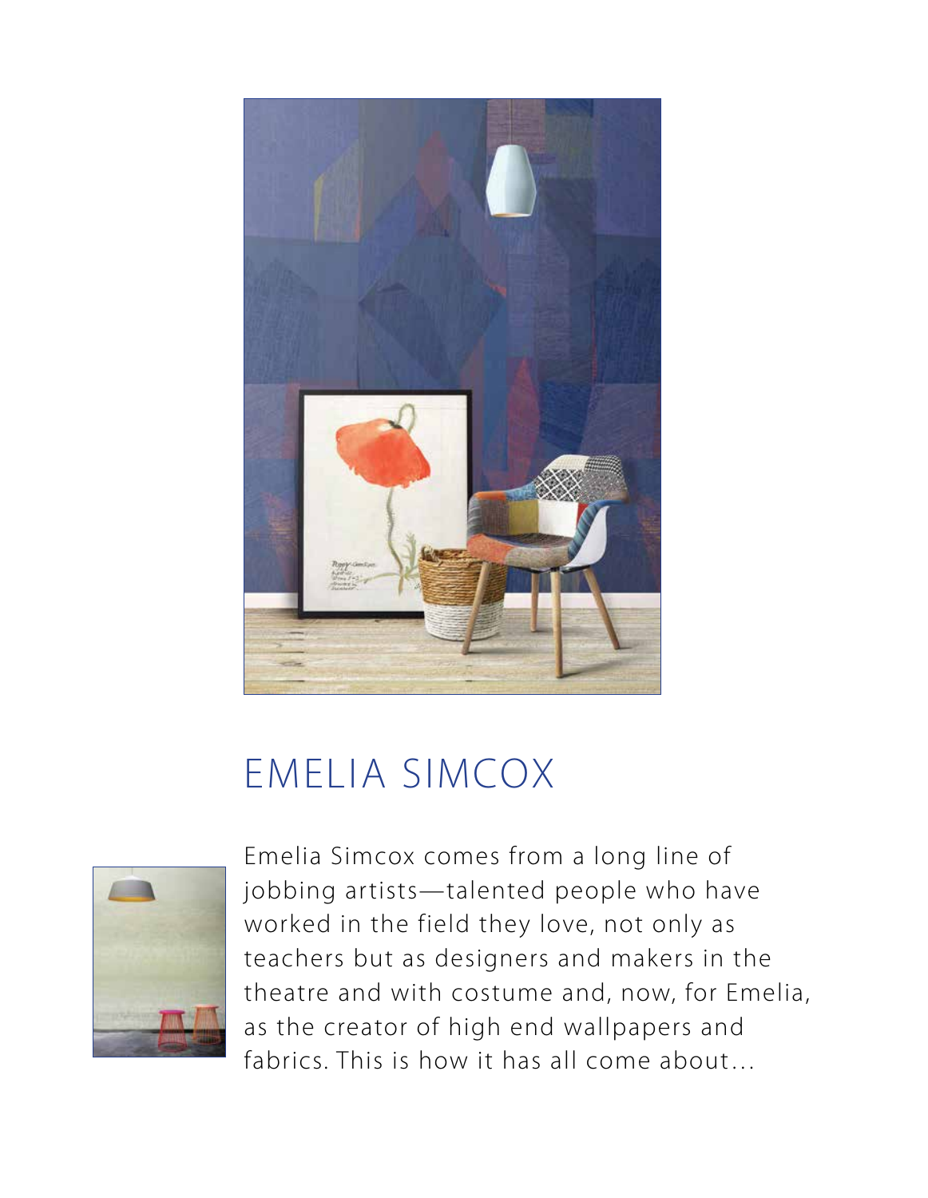# EMELIA SIMCOX

Emelia Simcox comes from a long line of jobbing artists—talented people who have worked in the field they love, not only as teachers but as designers and makers in the theatre and with costume and, now, for Emelia, as the creator of high end wallpapers and fabrics. This is how it has all come about…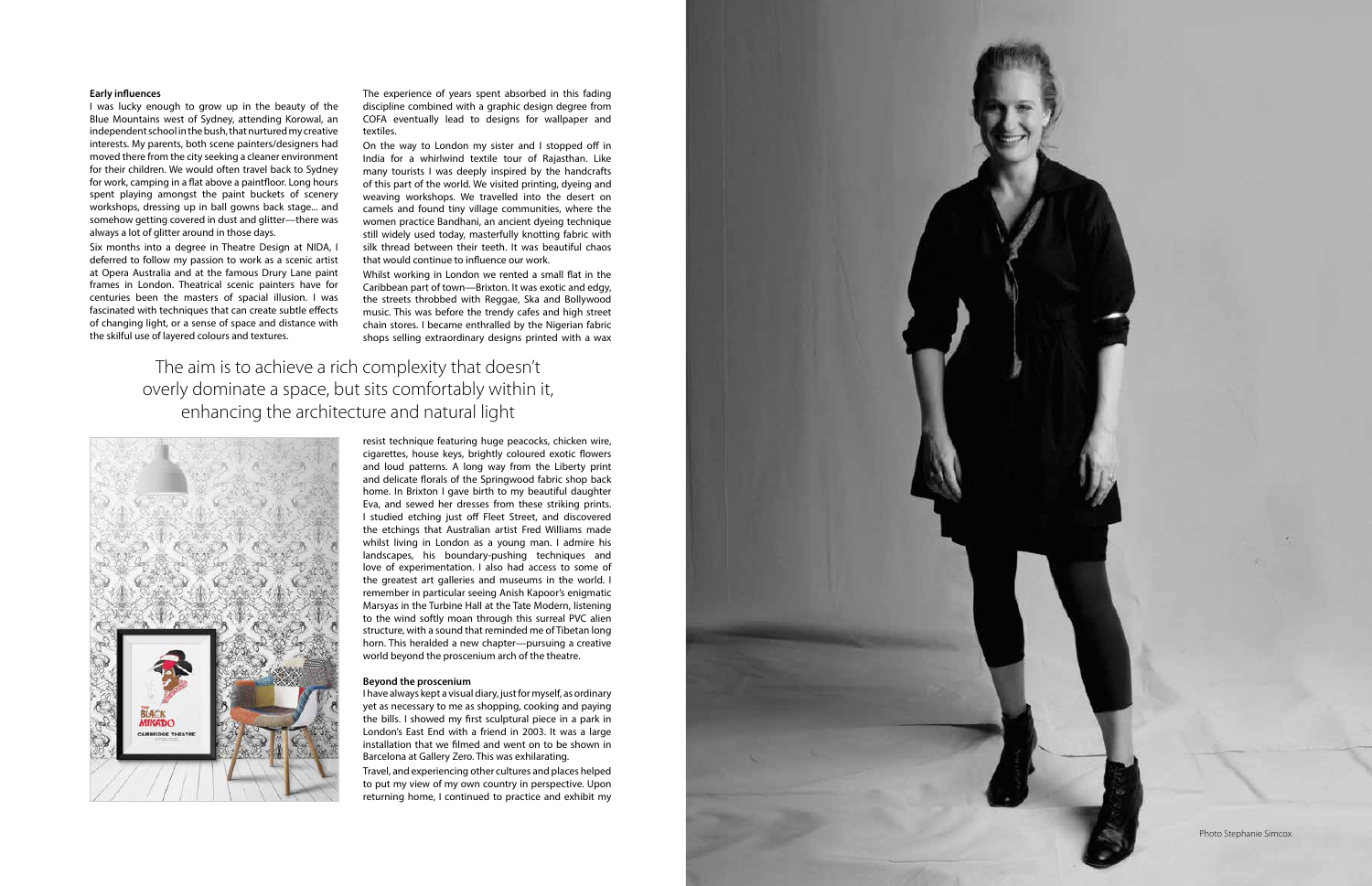### Early influences

I was lucky enough to grow up in the beauty of the Blue Mountains west of Sydney, attending Korowal, an independent school in the bush, that nurtured my creative interests. My parents, both scene painters/designers had moved there from the city seeking a cleaner environment for their children. We would often travel back to Sydney for work, camping in a flat above a paintfloor. Long hours spent playing amongst the paint buckets of scenery workshops, dressing up in ball gowns back stage... and somehow getting covered in dust and glitter—there was always a lot of glitter around in those days.

Six months into a degree in Theatre Design at NIDA, I deferred to follow my passion to work as a scenic artist at Opera Australia and at the famous Drury Lane paint frames in London. Theatrical scenic painters have for centuries been the masters of spacial illusion. I was fascinated with techniques that can create subtle effects of changing light, or a sense of space and distance with the skilful use of layered colours and textures.

The experience of years spent absorbed in this fading discipline combined with a graphic design degree from COFA eventually lead to designs for wallpaper and textiles.

On the way to London my sister and I stopped off in India for a whirlwind textile tour of Rajasthan. Like many tourists I was deeply inspired by the handcrafts of this part of the world. We visited printing, dyeing and weaving workshops. We travelled into the desert on camels and found tiny village communities, where the women practice Bandhani, an ancient dyeing technique still widely used today, masterfully knotting fabric with silk thread between their teeth. It was beautiful chaos that would continue to influence our work.

Whilst working in London we rented a small flat in the Caribbean part of town—Brixton. It was exotic and edgy, the streets throbbed with Reggae, Ska and Bollywood music. This was before the trendy cafes and high street chain stores. I became enthralled by the Nigerian fabric shops selling extraordinary designs printed with a wax resist technique featuring huge peacocks, chicken wire, cigarettes, house keys, brightly coloured exotic flowers and loud patterns. A long way from the Liberty print and delicate florals of the Springwood fabric shop back home. In Brixton I gave birth to my beautiful daughter Eva, and sewed her dresses from these striking prints. I studied etching just off Fleet Street, and discovered the etchings that Australian artist Fred Williams made whilst living in London as a young man. I admire his landscapes, his boundary-pushing techniques and love of experimentation. I also had access to some of the greatest art galleries and museums in the world. I remember in particular seeing Anish Kapoor's enigmatic Marsyas in the Turbine Hall at the Tate Modern, listening to the wind softly moan through this surreal PVC alien structure, with a sound that reminded me of Tibetan long horn. This heralded a new chapter—pursuing a creative world beyond the proscenium arch of the theatre.

> The aim is to achieve a rich complexity that doesn't overly dominate a space, but sits comfortably within it, enhancing the architecture and natural light

### Beyond the proscenium

I have always kept a visual diary, just for myself, as ordinary yet as necessary to me as shopping, cooking and paying the bills. I showed my first sculptural piece in a park in London's East End with a friend in 2003. It was a large installation that we filmed and went on to be shown in Barcelona at Gallery Zero. This was exhilarating.

Travel, and experiencing other cultures and places helped to put my view of my own country in perspective. Upon returning home, I continued to practice and exhibit my

Photo Stephanie Simcox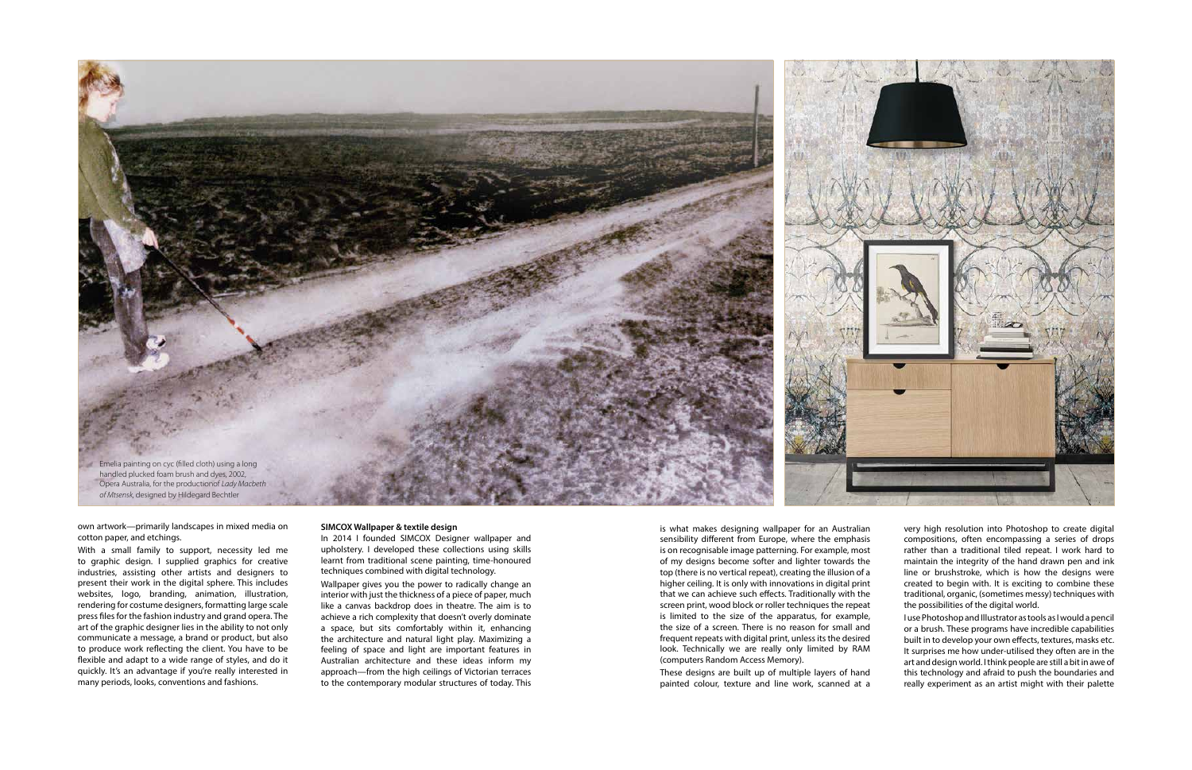Emelia painting on cyc (filled cloth) using a long handled plucked foam brush and dyes, 2002, Opera Australia, for the productionof *Lady Macbeth of Mtsensk*, designed by Hildegard Bechtler

own artwork—primarily landscapes in mixed media on cotton paper, and etchings.

With a small family to support, necessity led me to graphic design. I supplied graphics for creative industries, assisting other artists and designers to present their work in the digital sphere. This includes websites, logo, branding, animation, illustration, rendering for costume designers, formatting large scale press files for the fashion industry and grand opera. The art of the graphic designer lies in the ability to not only communicate a message, a brand or product, but also to produce work reflecting the client. You have to be flexible and adapt to a wide range of styles, and do it quickly. It's an advantage if you're really interested in many periods, looks, conventions and fashions.

**SIMCOX Wallpaper & textile design**

In 2014 I founded SIMCOX Designer wallpaper and upholstery. I developed these collections using skills learnt from traditional scene painting, time-honoured techniques combined with digital technology.

Wallpaper gives you the power to radically change an interior with just the thickness of a piece of paper, much like a canvas backdrop does in theatre. The aim is to achieve a rich complexity that doesn't overly dominate a space, but sits comfortably within it, enhancing the architecture and natural light play. Maximizing a feeling of space and light are important features in Australian architecture and these ideas inform my approach—from the high ceilings of Victorian terraces to the contemporary modular structures of today. This is what makes designing wallpaper for an Australian sensibility different from Europe, where the emphasis is on recognisable image patterning. For example, most of my designs become softer and lighter towards the top (there is no vertical repeat), creating the illusion of a higher ceiling. It is only with innovations in digital print that we can achieve such effects. Traditionally with the screen print, wood block or roller techniques the repeat is limited to the size of the apparatus, for example, the size of a screen. There is no reason for small and frequent repeats with digital print, unless its the desired look. Technically we are really only limited by RAM (computers Random Access Memory).

These designs are built up of multiple layers of hand painted colour, texture and line work, scanned at a very high resolution into Photoshop to create digital compositions, often encompassing a series of drops rather than a traditional tiled repeat. I work hard to maintain the integrity of the hand drawn pen and ink line or brushstroke, which is how the designs were created to begin with. It is exciting to combine these traditional, organic, (sometimes messy) techniques with the possibilities of the digital world.

I use Photoshop and Illustrator as tools as I would a pencil or a brush. These programs have incredible capabilities built in to develop your own effects, textures, masks etc. It surprises me how under-utilised they often are in the art and design world. I think people are still a bit in awe of this technology and afraid to push the boundaries and really experiment as an artist might with their palette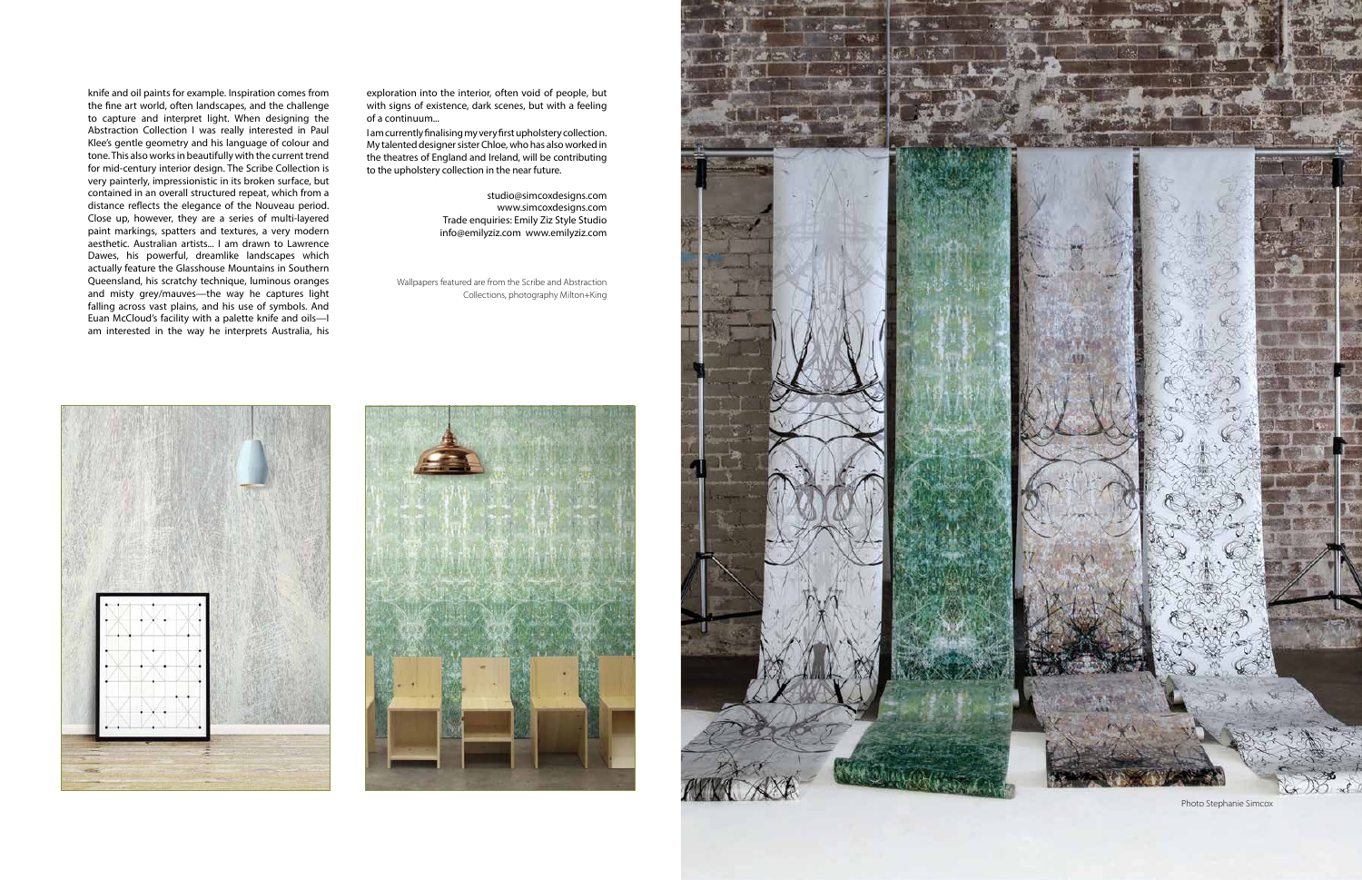knife and oil paints for example. Inspiration comes from the fine art world, often landscapes, and the challenge to capture and interpret light. When designing the Abstraction Collection I was really interested in Paul Klee's gentle geometry and his language of colour and tone. This also works in beautifully with the current trend for mid-century interior design. The Scribe Collection is very painterly, impressionistic in its broken surface, but contained in an overall structured repeat, which from a distance reflects the elegance of the Nouveau period. Close up, however, they are a series of multi-layered paint markings, spatters and textures, a very modern aesthetic. Australian artists... I am drawn to Lawrence Dawes, his powerful, dreamlike landscapes which actually feature the Glasshouse Mountains in Southern Queensland, his scratchy technique, luminous oranges and misty grey/mauves—the way he captures light falling across vast plains, and his use of symbols. And Euan McCloud's facility with a palette knife and oils—I am interested in the way he interprets Australia, his exploration into the interior, often void of people, but with signs of existence, dark scenes, but with a feeling of a continuum...

I am currently finalising my very first upholstery collection. My talented designer sister Chloe, who has also worked in the theatres of England and Ireland, will be contributing to the upholstery collection in the near future.

studio@simcoxdesigns.com
www.simcoxdesigns.com
Trade enquiries: Emily Ziz Style Studio
info@emilyziz.com www.emilyziz.com

Wallpapers featured are from the Scribe and Abstraction Collections, photography Milton+King

Photo Stephanie Simcox